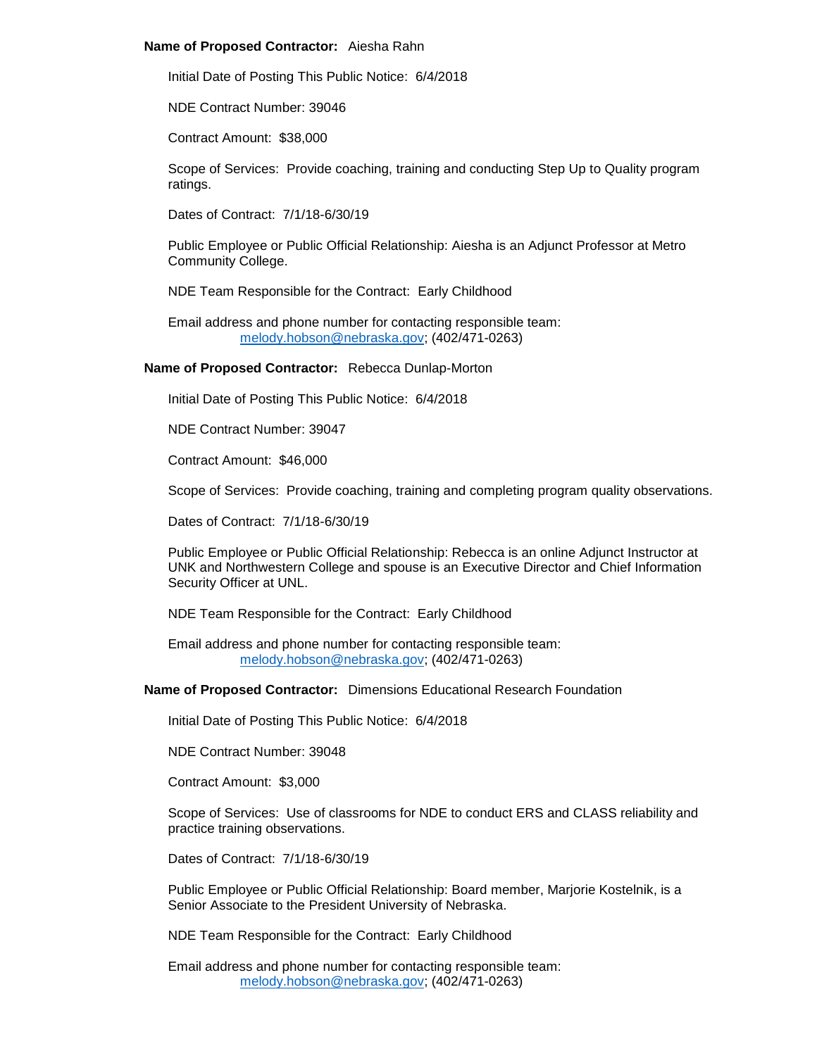**Name of Proposed Contractor:** Aiesha Rahn

Initial Date of Posting This Public Notice: 6/4/2018

NDE Contract Number: 39046

Contract Amount: $38,000

Scope of Services: Provide coaching, training and conducting Step Up to Quality program ratings.

Dates of Contract: 7/1/18-6/30/19

Public Employee or Public Official Relationship: Aiesha is an Adjunct Professor at Metro Community College.

NDE Team Responsible for the Contract: Early Childhood

Email address and phone number for contacting responsible team:
melody.hobson@nebraska.gov; (402/471-0263)

**Name of Proposed Contractor:** Rebecca Dunlap-Morton

Initial Date of Posting This Public Notice: 6/4/2018

NDE Contract Number: 39047

Contract Amount: $46,000

Scope of Services: Provide coaching, training and completing program quality observations.

Dates of Contract: 7/1/18-6/30/19

Public Employee or Public Official Relationship: Rebecca is an online Adjunct Instructor at UNK and Northwestern College and spouse is an Executive Director and Chief Information Security Officer at UNL.

NDE Team Responsible for the Contract: Early Childhood

Email address and phone number for contacting responsible team:
melody.hobson@nebraska.gov; (402/471-0263)

**Name of Proposed Contractor:** Dimensions Educational Research Foundation

Initial Date of Posting This Public Notice: 6/4/2018

NDE Contract Number: 39048

Contract Amount: $3,000

Scope of Services: Use of classrooms for NDE to conduct ERS and CLASS reliability and practice training observations.

Dates of Contract: 7/1/18-6/30/19

Public Employee or Public Official Relationship: Board member, Marjorie Kostelnik, is a Senior Associate to the President University of Nebraska.

NDE Team Responsible for the Contract: Early Childhood

Email address and phone number for contacting responsible team:
melody.hobson@nebraska.gov; (402/471-0263)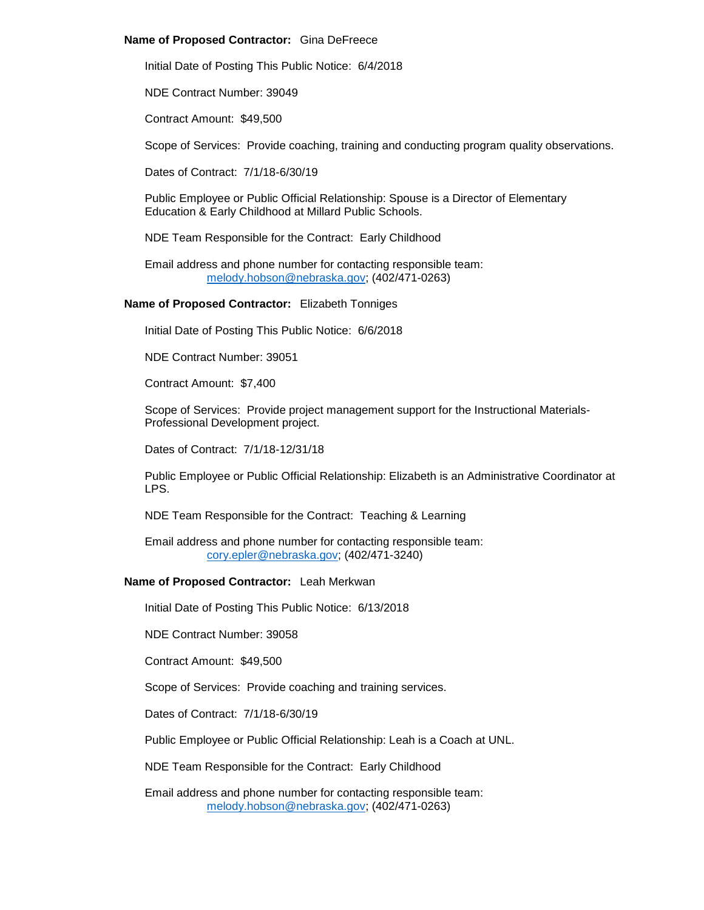**Name of Proposed Contractor:** Gina DeFreece

Initial Date of Posting This Public Notice: 6/4/2018

NDE Contract Number: 39049

Contract Amount: $49,500

Scope of Services: Provide coaching, training and conducting program quality observations.

Dates of Contract: 7/1/18-6/30/19

Public Employee or Public Official Relationship: Spouse is a Director of Elementary Education & Early Childhood at Millard Public Schools.

NDE Team Responsible for the Contract: Early Childhood

Email address and phone number for contacting responsible team: melody.hobson@nebraska.gov; (402/471-0263)

**Name of Proposed Contractor:** Elizabeth Tonniges

Initial Date of Posting This Public Notice: 6/6/2018

NDE Contract Number: 39051

Contract Amount: $7,400

Scope of Services: Provide project management support for the Instructional Materials-Professional Development project.

Dates of Contract: 7/1/18-12/31/18

Public Employee or Public Official Relationship: Elizabeth is an Administrative Coordinator at LPS.

NDE Team Responsible for the Contract: Teaching & Learning

Email address and phone number for contacting responsible team: cory.epler@nebraska.gov; (402/471-3240)

**Name of Proposed Contractor:** Leah Merkwan

Initial Date of Posting This Public Notice: 6/13/2018

NDE Contract Number: 39058

Contract Amount: $49,500

Scope of Services: Provide coaching and training services.

Dates of Contract: 7/1/18-6/30/19

Public Employee or Public Official Relationship: Leah is a Coach at UNL.

NDE Team Responsible for the Contract: Early Childhood

Email address and phone number for contacting responsible team: melody.hobson@nebraska.gov; (402/471-0263)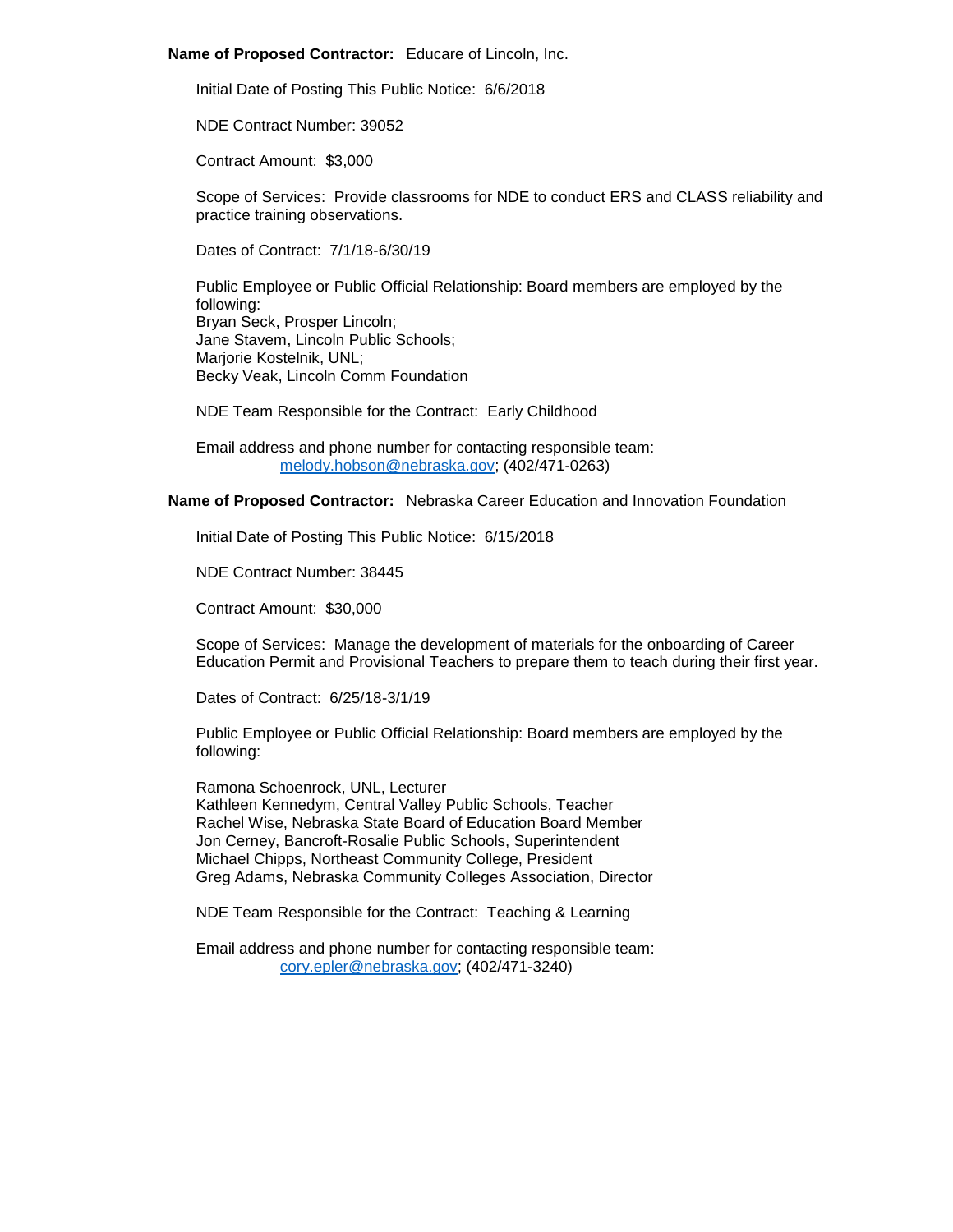**Name of Proposed Contractor:** Educare of Lincoln, Inc.

Initial Date of Posting This Public Notice: 6/6/2018

NDE Contract Number: 39052

Contract Amount: $3,000

Scope of Services: Provide classrooms for NDE to conduct ERS and CLASS reliability and practice training observations.

Dates of Contract: 7/1/18-6/30/19

Public Employee or Public Official Relationship: Board members are employed by the following:
Bryan Seck, Prosper Lincoln;
Jane Stavem, Lincoln Public Schools;
Marjorie Kostelnik, UNL;
Becky Veak, Lincoln Comm Foundation

NDE Team Responsible for the Contract: Early Childhood

Email address and phone number for contacting responsible team:
melody.hobson@nebraska.gov; (402/471-0263)

**Name of Proposed Contractor:** Nebraska Career Education and Innovation Foundation

Initial Date of Posting This Public Notice: 6/15/2018

NDE Contract Number: 38445

Contract Amount: $30,000

Scope of Services: Manage the development of materials for the onboarding of Career Education Permit and Provisional Teachers to prepare them to teach during their first year.

Dates of Contract: 6/25/18-3/1/19

Public Employee or Public Official Relationship: Board members are employed by the following:

Ramona Schoenrock, UNL, Lecturer
Kathleen Kennedym, Central Valley Public Schools, Teacher
Rachel Wise, Nebraska State Board of Education Board Member
Jon Cerney, Bancroft-Rosalie Public Schools, Superintendent
Michael Chipps, Northeast Community College, President
Greg Adams, Nebraska Community Colleges Association, Director

NDE Team Responsible for the Contract: Teaching & Learning

Email address and phone number for contacting responsible team:
cory.epler@nebraska.gov; (402/471-3240)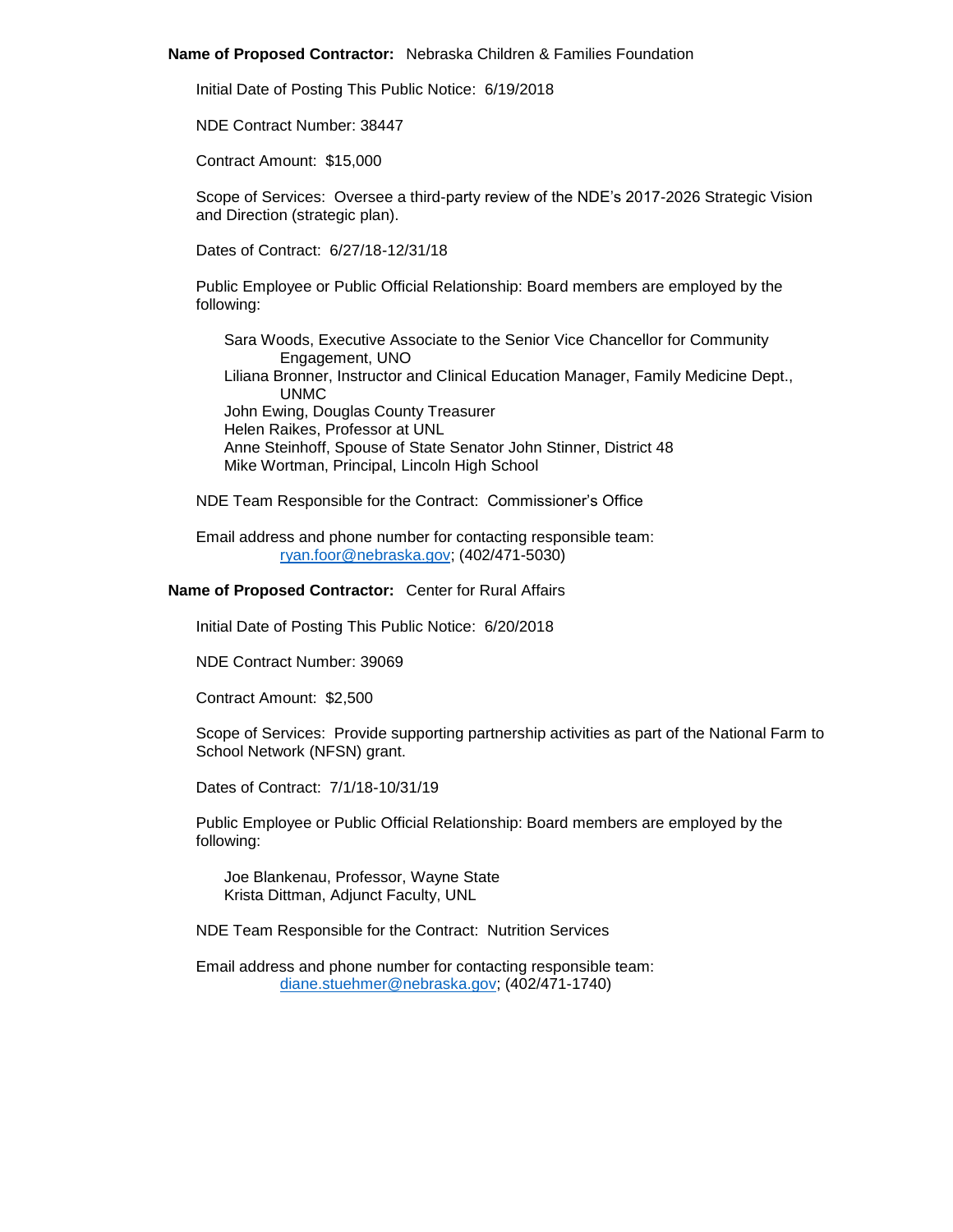**Name of Proposed Contractor:** Nebraska Children & Families Foundation

Initial Date of Posting This Public Notice: 6/19/2018

NDE Contract Number: 38447

Contract Amount: $15,000

Scope of Services: Oversee a third-party review of the NDE's 2017-2026 Strategic Vision and Direction (strategic plan).

Dates of Contract: 6/27/18-12/31/18

Public Employee or Public Official Relationship: Board members are employed by the following:

Sara Woods, Executive Associate to the Senior Vice Chancellor for Community Engagement, UNO
Liliana Bronner, Instructor and Clinical Education Manager, Family Medicine Dept., UNMC
John Ewing, Douglas County Treasurer
Helen Raikes, Professor at UNL
Anne Steinhoff, Spouse of State Senator John Stinner, District 48
Mike Wortman, Principal, Lincoln High School

NDE Team Responsible for the Contract: Commissioner's Office

Email address and phone number for contacting responsible team:
ryan.foor@nebraska.gov; (402/471-5030)

**Name of Proposed Contractor:** Center for Rural Affairs

Initial Date of Posting This Public Notice: 6/20/2018

NDE Contract Number: 39069

Contract Amount: $2,500

Scope of Services: Provide supporting partnership activities as part of the National Farm to School Network (NFSN) grant.

Dates of Contract: 7/1/18-10/31/19

Public Employee or Public Official Relationship: Board members are employed by the following:

Joe Blankenau, Professor, Wayne State
Krista Dittman, Adjunct Faculty, UNL

NDE Team Responsible for the Contract: Nutrition Services

Email address and phone number for contacting responsible team:
diane.stuehmer@nebraska.gov; (402/471-1740)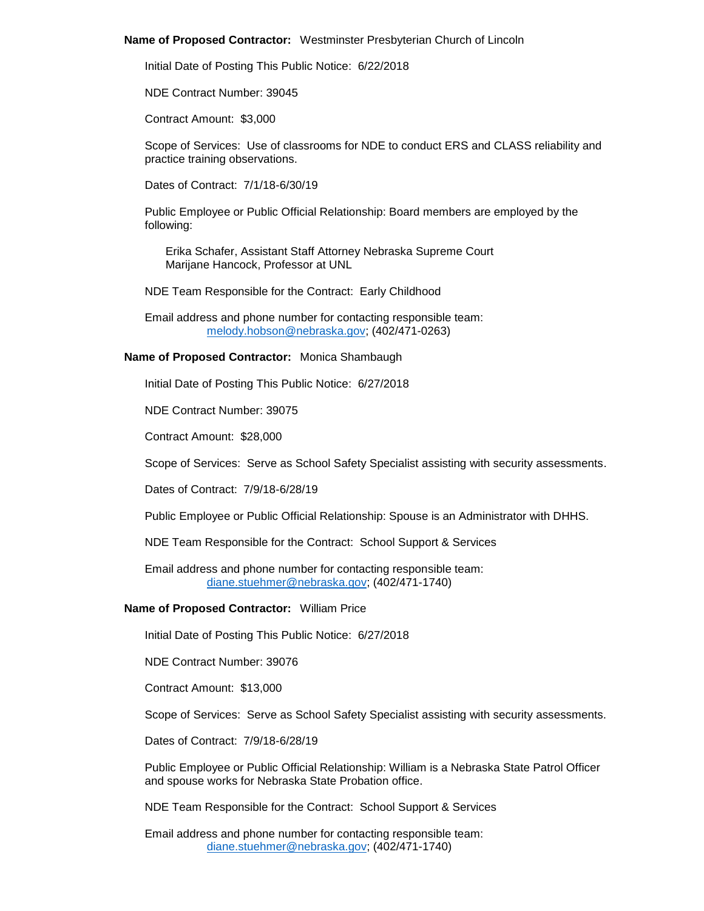**Name of Proposed Contractor:** Westminster Presbyterian Church of Lincoln

Initial Date of Posting This Public Notice: 6/22/2018

NDE Contract Number: 39045

Contract Amount: $3,000

Scope of Services: Use of classrooms for NDE to conduct ERS and CLASS reliability and practice training observations.

Dates of Contract: 7/1/18-6/30/19

Public Employee or Public Official Relationship: Board members are employed by the following:

Erika Schafer, Assistant Staff Attorney Nebraska Supreme Court
Marijane Hancock, Professor at UNL

NDE Team Responsible for the Contract: Early Childhood

Email address and phone number for contacting responsible team:
melody.hobson@nebraska.gov; (402/471-0263)

**Name of Proposed Contractor:** Monica Shambaugh

Initial Date of Posting This Public Notice: 6/27/2018

NDE Contract Number: 39075

Contract Amount: $28,000

Scope of Services: Serve as School Safety Specialist assisting with security assessments.

Dates of Contract: 7/9/18-6/28/19

Public Employee or Public Official Relationship: Spouse is an Administrator with DHHS.

NDE Team Responsible for the Contract: School Support & Services

Email address and phone number for contacting responsible team:
diane.stuehmer@nebraska.gov; (402/471-1740)

**Name of Proposed Contractor:** William Price

Initial Date of Posting This Public Notice: 6/27/2018

NDE Contract Number: 39076

Contract Amount: $13,000

Scope of Services: Serve as School Safety Specialist assisting with security assessments.

Dates of Contract: 7/9/18-6/28/19

Public Employee or Public Official Relationship: William is a Nebraska State Patrol Officer and spouse works for Nebraska State Probation office.

NDE Team Responsible for the Contract: School Support & Services

Email address and phone number for contacting responsible team:
diane.stuehmer@nebraska.gov; (402/471-1740)